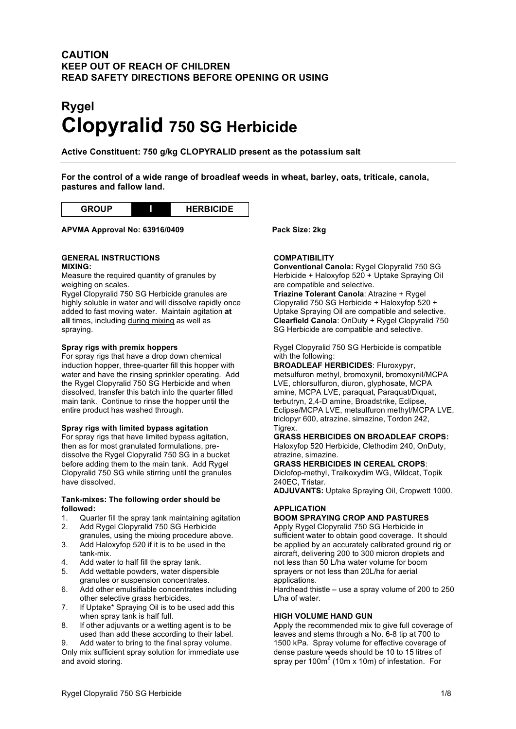**CAUTION**
**KEEP OUT OF REACH OF CHILDREN**
**READ SAFETY DIRECTIONS BEFORE OPENING OR USING**

# Rygel
# Clopyralid 750 SG Herbicide

**Active Constituent: 750 g/kg CLOPYRALID present as the potassium salt**

**For the control of a wide range of broadleaf weeds in wheat, barley, oats, triticale, canola, pastures and fallow land.**

| GROUP | I | HERBICIDE |
|---|---|---|

**APVMA Approval No: 63916/0409**

**Pack Size: 2kg**

## GENERAL INSTRUCTIONS

**MIXING:**

Measure the required quantity of granules by weighing on scales.

Rygel Clopyralid 750 SG Herbicide granules are highly soluble in water and will dissolve rapidly once added to fast moving water. Maintain agitation **at all** times, including during mixing as well as spraying.

**Spray rigs with premix hoppers**

For spray rigs that have a drop down chemical induction hopper, three-quarter fill this hopper with water and have the rinsing sprinkler operating. Add the Rygel Clopyralid 750 SG Herbicide and when dissolved, transfer this batch into the quarter filled main tank. Continue to rinse the hopper until the entire product has washed through.

**Spray rigs with limited bypass agitation**

For spray rigs that have limited bypass agitation, then as for most granulated formulations, pre-dissolve the Rygel Clopyralid 750 SG in a bucket before adding them to the main tank. Add Rygel Clopyralid 750 SG while stirring until the granules have dissolved.

**Tank-mixes: The following order should be followed:**

1. Quarter fill the spray tank maintaining agitation
2. Add Rygel Clopyralid 750 SG Herbicide granules, using the mixing procedure above.
3. Add Haloxyfop 520 if it is to be used in the tank-mix.
4. Add water to half fill the spray tank.
5. Add wettable powders, water dispersible granules or suspension concentrates.
6. Add other emulsifiable concentrates including other selective grass herbicides.
7. If Uptake* Spraying Oil is to be used add this when spray tank is half full.
8. If other adjuvants or a wetting agent is to be used than add these according to their label.
9. Add water to bring to the final spray volume.

Only mix sufficient spray solution for immediate use and avoid storing.

## COMPATIBILITY

**Conventional Canola:** Rygel Clopyralid 750 SG Herbicide + Haloxyfop 520 + Uptake Spraying Oil are compatible and selective.

**Triazine Tolerant Canola**: Atrazine + Rygel Clopyralid 750 SG Herbicide + Haloxyfop 520 + Uptake Spraying Oil are compatible and selective.

**Clearfield Canola**: OnDuty + Rygel Clopyralid 750 SG Herbicide are compatible and selective.

Rygel Clopyralid 750 SG Herbicide is compatible with the following:

**BROADLEAF HERBICIDES**: Fluroxypyr, metsulfuron methyl, bromoxynil, bromoxynil/MCPA LVE, chlorsulfuron, diuron, glyphosate, MCPA amine, MCPA LVE, paraquat, Paraquat/Diquat, terbutryn, 2,4-D amine, Broadstrike, Eclipse, Eclipse/MCPA LVE, metsulfuron methyl/MCPA LVE, triclopyr 600, atrazine, simazine, Tordon 242, Tigrex.

**GRASS HERBICIDES ON BROADLEAF CROPS:** Haloxyfop 520 Herbicide, Clethodim 240, OnDuty, atrazine, simazine.

**GRASS HERBICIDES IN CEREAL CROPS**: Diclofop-methyl, Tralkoxydim WG, Wildcat, Topik 240EC, Tristar.

**ADJUVANTS:** Uptake Spraying Oil, Cropwett 1000.

## APPLICATION

**BOOM SPRAYING CROP AND PASTURES**

Apply Rygel Clopyralid 750 SG Herbicide in sufficient water to obtain good coverage. It should be applied by an accurately calibrated ground rig or aircraft, delivering 200 to 300 micron droplets and not less than 50 L/ha water volume for boom sprayers or not less than 20L/ha for aerial applications.

Hardhead thistle – use a spray volume of 200 to 250 L/ha of water.

**HIGH VOLUME HAND GUN**

Apply the recommended mix to give full coverage of leaves and stems through a No. 6-8 tip at 700 to 1500 kPa. Spray volume for effective coverage of dense pasture weeds should be 10 to 15 litres of spray per 100m$^2$ (10m x 10m) of infestation. For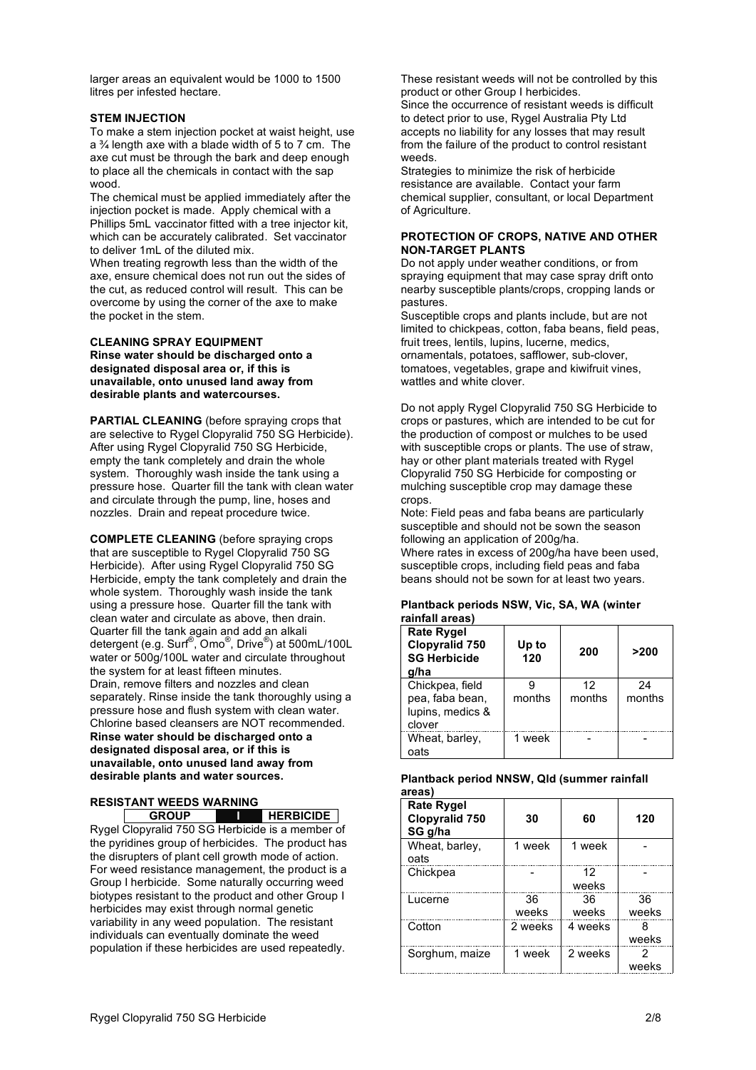larger areas an equivalent would be 1000 to 1500 litres per infested hectare.

### STEM INJECTION

To make a stem injection pocket at waist height, use a ¾ length axe with a blade width of 5 to 7 cm. The axe cut must be through the bark and deep enough to place all the chemicals in contact with the sap wood.

The chemical must be applied immediately after the injection pocket is made. Apply chemical with a Phillips 5mL vaccinator fitted with a tree injector kit, which can be accurately calibrated. Set vaccinator to deliver 1mL of the diluted mix.

When treating regrowth less than the width of the axe, ensure chemical does not run out the sides of the cut, as reduced control will result. This can be overcome by using the corner of the axe to make the pocket in the stem.

### CLEANING SPRAY EQUIPMENT

**Rinse water should be discharged onto a designated disposal area or, if this is unavailable, onto unused land away from desirable plants and watercourses.**

**PARTIAL CLEANING** (before spraying crops that are selective to Rygel Clopyralid 750 SG Herbicide). After using Rygel Clopyralid 750 SG Herbicide, empty the tank completely and drain the whole system. Thoroughly wash inside the tank using a pressure hose. Quarter fill the tank with clean water and circulate through the pump, line, hoses and nozzles. Drain and repeat procedure twice.

**COMPLETE CLEANING** (before spraying crops that are susceptible to Rygel Clopyralid 750 SG Herbicide). After using Rygel Clopyralid 750 SG Herbicide, empty the tank completely and drain the whole system. Thoroughly wash inside the tank using a pressure hose. Quarter fill the tank with clean water and circulate as above, then drain. Quarter fill the tank again and add an alkali detergent (e.g. Surf®, Omo®, Drive®) at 500mL/100L water or 500g/100L water and circulate throughout the system for at least fifteen minutes.

Drain, remove filters and nozzles and clean separately. Rinse inside the tank thoroughly using a pressure hose and flush system with clean water. Chlorine based cleansers are NOT recommended.

**Rinse water should be discharged onto a designated disposal area, or if this is unavailable, onto unused land away from desirable plants and water sources.**

### RESISTANT WEEDS WARNING

| GROUP | I | HERBICIDE |
|---|---|---|

Rygel Clopyralid 750 SG Herbicide is a member of the pyridines group of herbicides. The product has the disrupters of plant cell growth mode of action. For weed resistance management, the product is a Group I herbicide. Some naturally occurring weed biotypes resistant to the product and other Group I herbicides may exist through normal genetic variability in any weed population. The resistant individuals can eventually dominate the weed population if these herbicides are used repeatedly. These resistant weeds will not be controlled by this product or other Group I herbicides.

Since the occurrence of resistant weeds is difficult to detect prior to use, Rygel Australia Pty Ltd accepts no liability for any losses that may result from the failure of the product to control resistant weeds.

Strategies to minimize the risk of herbicide resistance are available. Contact your farm chemical supplier, consultant, or local Department of Agriculture.

### PROTECTION OF CROPS, NATIVE AND OTHER NON-TARGET PLANTS

Do not apply under weather conditions, or from spraying equipment that may case spray drift onto nearby susceptible plants/crops, cropping lands or pastures.

Susceptible crops and plants include, but are not limited to chickpeas, cotton, faba beans, field peas, fruit trees, lentils, lupins, lucerne, medics, ornamentals, potatoes, safflower, sub-clover, tomatoes, vegetables, grape and kiwifruit vines, wattles and white clover.

Do not apply Rygel Clopyralid 750 SG Herbicide to crops or pastures, which are intended to be cut for the production of compost or mulches to be used with susceptible crops or plants. The use of straw, hay or other plant materials treated with Rygel Clopyralid 750 SG Herbicide for composting or mulching susceptible crop may damage these crops.

Note: Field peas and faba beans are particularly susceptible and should not be sown the season following an application of 200g/ha.

Where rates in excess of 200g/ha have been used, susceptible crops, including field peas and faba beans should not be sown for at least two years.

**Plantback periods NSW, Vic, SA, WA (winter rainfall areas)**

| Rate Rygel Clopyralid 750 SG Herbicide g/ha | Up to 120 | 200 | >200 |
|---|---|---|---|
| Chickpea, field pea, faba bean, lupins, medics & clover | 9 months | 12 months | 24 months |
| Wheat, barley, oats | 1 week | - | - |

**Plantback period NNSW, Qld (summer rainfall areas)**

| Rate Rygel Clopyralid 750 SG g/ha | 30 | 60 | 120 |
|---|---|---|---|
| Wheat, barley, oats | 1 week | 1 week | - |
| Chickpea | - | 12 weeks | - |
| Lucerne | 36 weeks | 36 weeks | 36 weeks |
| Cotton | 2 weeks | 4 weeks | 8 weeks |
| Sorghum, maize | 1 week | 2 weeks | 2 weeks |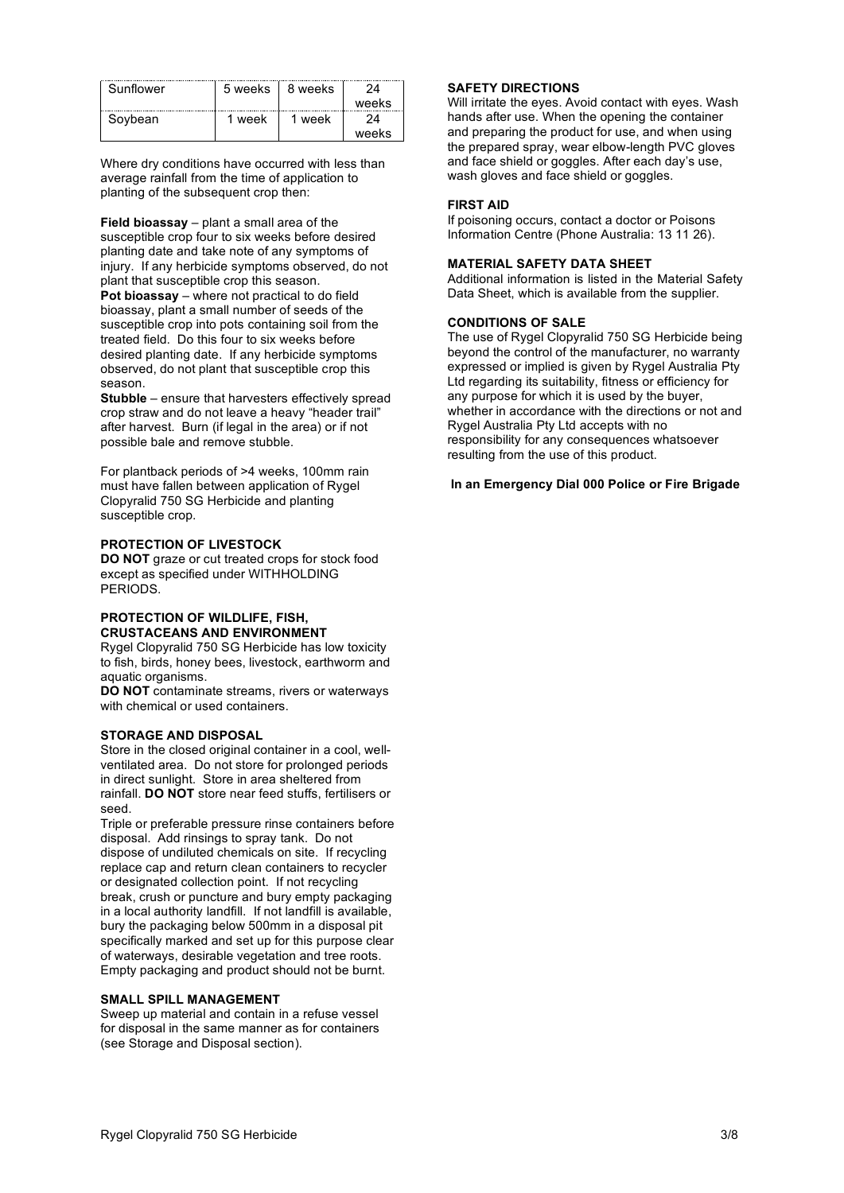| Sunflower | 5 weeks | 8 weeks | 24 weeks |
|---|---|---|---|
| Soybean | 1 week | 1 week | 24 weeks |

Where dry conditions have occurred with less than average rainfall from the time of application to planting of the subsequent crop then:

**Field bioassay** – plant a small area of the susceptible crop four to six weeks before desired planting date and take note of any symptoms of injury. If any herbicide symptoms observed, do not plant that susceptible crop this season.

**Pot bioassay** – where not practical to do field bioassay, plant a small number of seeds of the susceptible crop into pots containing soil from the treated field. Do this four to six weeks before desired planting date. If any herbicide symptoms observed, do not plant that susceptible crop this season.

**Stubble** – ensure that harvesters effectively spread crop straw and do not leave a heavy "header trail" after harvest. Burn (if legal in the area) or if not possible bale and remove stubble.

For plantback periods of >4 weeks, 100mm rain must have fallen between application of Rygel Clopyralid 750 SG Herbicide and planting susceptible crop.

### PROTECTION OF LIVESTOCK

**DO NOT** graze or cut treated crops for stock food except as specified under WITHHOLDING PERIODS.

### PROTECTION OF WILDLIFE, FISH, CRUSTACEANS AND ENVIRONMENT

Rygel Clopyralid 750 SG Herbicide has low toxicity to fish, birds, honey bees, livestock, earthworm and aquatic organisms.

**DO NOT** contaminate streams, rivers or waterways with chemical or used containers.

### STORAGE AND DISPOSAL

Store in the closed original container in a cool, well-ventilated area. Do not store for prolonged periods in direct sunlight. Store in area sheltered from rainfall. **DO NOT** store near feed stuffs, fertilisers or seed.

Triple or preferable pressure rinse containers before disposal. Add rinsings to spray tank. Do not dispose of undiluted chemicals on site. If recycling replace cap and return clean containers to recycler or designated collection point. If not recycling break, crush or puncture and bury empty packaging in a local authority landfill. If not landfill is available, bury the packaging below 500mm in a disposal pit specifically marked and set up for this purpose clear of waterways, desirable vegetation and tree roots. Empty packaging and product should not be burnt.

### SMALL SPILL MANAGEMENT

Sweep up material and contain in a refuse vessel for disposal in the same manner as for containers (see Storage and Disposal section).

### SAFETY DIRECTIONS

Will irritate the eyes. Avoid contact with eyes. Wash hands after use. When the opening the container and preparing the product for use, and when using the prepared spray, wear elbow-length PVC gloves and face shield or goggles. After each day's use, wash gloves and face shield or goggles.

### FIRST AID

If poisoning occurs, contact a doctor or Poisons Information Centre (Phone Australia: 13 11 26).

### MATERIAL SAFETY DATA SHEET

Additional information is listed in the Material Safety Data Sheet, which is available from the supplier.

### CONDITIONS OF SALE

The use of Rygel Clopyralid 750 SG Herbicide being beyond the control of the manufacturer, no warranty expressed or implied is given by Rygel Australia Pty Ltd regarding its suitability, fitness or efficiency for any purpose for which it is used by the buyer, whether in accordance with the directions or not and Rygel Australia Pty Ltd accepts with no responsibility for any consequences whatsoever resulting from the use of this product.

**In an Emergency Dial 000 Police or Fire Brigade**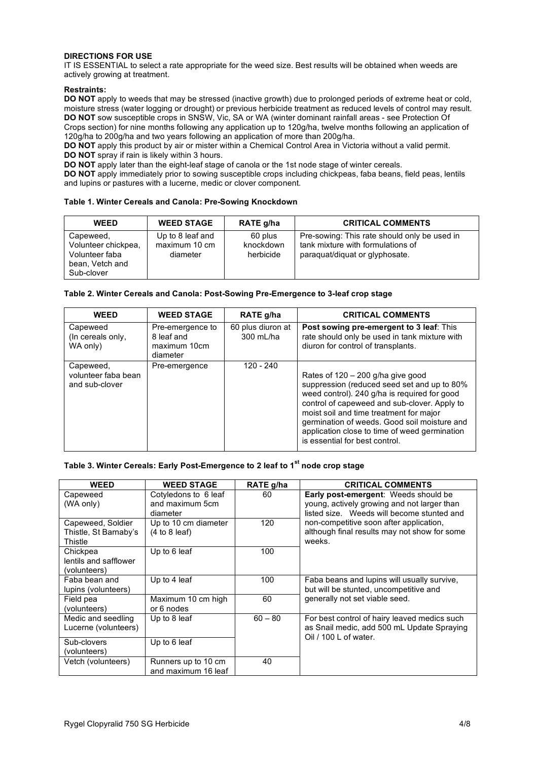**DIRECTIONS FOR USE**

IT IS ESSENTIAL to select a rate appropriate for the weed size. Best results will be obtained when weeds are actively growing at treatment.

**Restraints:**

**DO NOT** apply to weeds that may be stressed (inactive growth) due to prolonged periods of extreme heat or cold, moisture stress (water logging or drought) or previous herbicide treatment as reduced levels of control may result.
**DO NOT** sow susceptible crops in SNSW, Vic, SA or WA (winter dominant rainfall areas - see Protection Of Crops section) for nine months following any application up to 120g/ha, twelve months following an application of 120g/ha to 200g/ha and two years following an application of more than 200g/ha.
**DO NOT** apply this product by air or mister within a Chemical Control Area in Victoria without a valid permit.
**DO NOT** spray if rain is likely within 3 hours.
**DO NOT** apply later than the eight-leaf stage of canola or the 1st node stage of winter cereals.
**DO NOT** apply immediately prior to sowing susceptible crops including chickpeas, faba beans, field peas, lentils and lupins or pastures with a lucerne, medic or clover component.

**Table 1. Winter Cereals and Canola: Pre-Sowing Knockdown**

| WEED | WEED STAGE | RATE g/ha | CRITICAL COMMENTS |
|---|---|---|---|
| Capeweed, Volunteer chickpea, Volunteer faba bean, Vetch and Sub-clover | Up to 8 leaf and maximum 10 cm diameter | 60 plus knockdown herbicide | Pre-sowing: This rate should only be used in tank mixture with formulations of paraquat/diquat or glyphosate. |

**Table 2. Winter Cereals and Canola: Post-Sowing Pre-Emergence to 3-leaf crop stage**

| WEED | WEED STAGE | RATE g/ha | CRITICAL COMMENTS |
|---|---|---|---|
| Capeweed (In cereals only, WA only) | Pre-emergence to 8 leaf and maximum 10cm diameter | 60 plus diuron at 300 mL/ha | **Post sowing pre-emergent to 3 leaf**: This rate should only be used in tank mixture with diuron for control of transplants. |
| Capeweed, volunteer faba bean and sub-clover | Pre-emergence | 120 - 240 | Rates of 120 – 200 g/ha give good suppression (reduced seed set and up to 80% weed control). 240 g/ha is required for good control of capeweed and sub-clover. Apply to moist soil and time treatment for major germination of weeds. Good soil moisture and application close to time of weed germination is essential for best control. |

**Table 3. Winter Cereals: Early Post-Emergence to 2 leaf to 1st node crop stage**

| WEED | WEED STAGE | RATE g/ha | CRITICAL COMMENTS |
|---|---|---|---|
| Capeweed (WA only) | Cotyledons to 6 leaf and maximum 5cm diameter | 60 | **Early post-emergent**: Weeds should be young, actively growing and not larger than listed size. Weeds will become stunted and non-competitive soon after application, although final results may not show for some weeks. |
| Capeweed, Soldier Thistle, St Barnaby's Thistle | Up to 10 cm diameter (4 to 8 leaf) | 120 | |
| Chickpea lentils and safflower (volunteers) | Up to 6 leaf | 100 | |
| Faba bean and lupins (volunteers) | Up to 4 leaf | 100 | Faba beans and lupins will usually survive, but will be stunted, uncompetitive and generally not set viable seed. |
| Field pea (volunteers) | Maximum 10 cm high or 6 nodes | 60 | |
| Medic and seedling Lucerne (volunteers) | Up to 8 leaf | 60 – 80 | For best control of hairy leaved medics such as Snail medic, add 500 mL Update Spraying Oil / 100 L of water. |
| Sub-clovers (volunteers) | Up to 6 leaf | | |
| Vetch (volunteers) | Runners up to 10 cm and maximum 16 leaf | 40 | |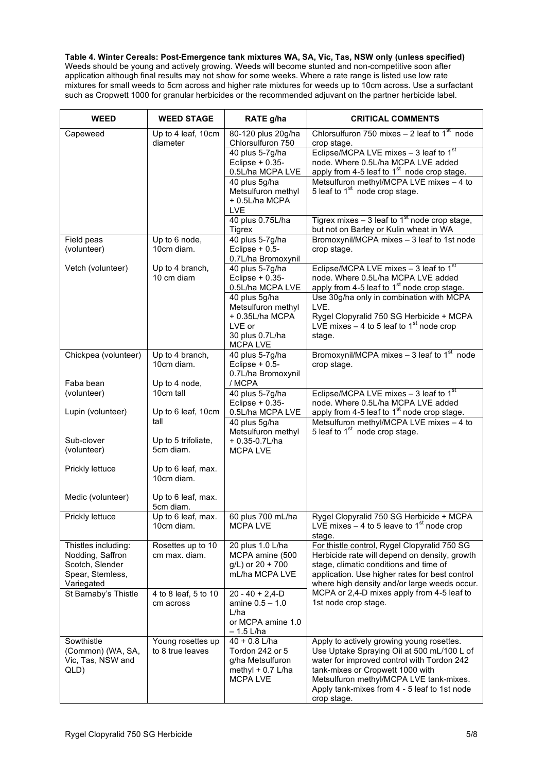**Table 4. Winter Cereals: Post-Emergence tank mixtures WA, SA, Vic, Tas, NSW only (unless specified)**
Weeds should be young and actively growing. Weeds will become stunted and non-competitive soon after application although final results may not show for some weeks. Where a rate range is listed use low rate mixtures for small weeds to 5cm across and higher rate mixtures for weeds up to 10cm across. Use a surfactant such as Cropwett 1000 for granular herbicides or the recommended adjuvant on the partner herbicide label.

| WEED | WEED STAGE | RATE g/ha | CRITICAL COMMENTS |
|---|---|---|---|
| Capeweed | Up to 4 leaf, 10cm diameter | 80-120 plus 20g/ha Chlorsulfuron 750 | Chlorsulfuron 750 mixes – 2 leaf to 1st node crop stage. |
| | | 40 plus 5-7g/ha Eclipse + 0.35-0.5L/ha MCPA LVE | Eclipse/MCPA LVE mixes – 3 leaf to 1st node. Where 0.5L/ha MCPA LVE added apply from 4-5 leaf to 1st node crop stage. |
| | | 40 plus 5g/ha Metsulfuron methyl + 0.5L/ha MCPA LVE | Metsulfuron methyl/MCPA LVE mixes – 4 to 5 leaf to 1st node crop stage. |
| | | 40 plus 0.75L/ha Tigrex | Tigrex mixes – 3 leaf to 1st node crop stage, but not on Barley or Kulin wheat in WA |
| Field peas (volunteer) | Up to 6 node, 10cm diam. | 40 plus 5-7g/ha Eclipse + 0.5-0.7L/ha Bromoxynil | Bromoxynil/MCPA mixes – 3 leaf to 1st node crop stage. |
| Vetch (volunteer) | Up to 4 branch, 10 cm diam | 40 plus 5-7g/ha Eclipse + 0.35-0.5L/ha MCPA LVE | Eclipse/MCPA LVE mixes – 3 leaf to 1st node. Where 0.5L/ha MCPA LVE added apply from 4-5 leaf to 1st node crop stage. |
| | | 40 plus 5g/ha Metsulfuron methyl + 0.35L/ha MCPA LVE or 30 plus 0.7L/ha MCPA LVE | Use 30g/ha only in combination with MCPA LVE. Rygel Clopyralid 750 SG Herbicide + MCPA LVE mixes – 4 to 5 leaf to 1st node crop stage. |
| Chickpea (volunteer) | Up to 4 branch, 10cm diam. | 40 plus 5-7g/ha Eclipse + 0.5-0.7L/ha Bromoxynil / MCPA | Bromoxynil/MCPA mixes – 3 leaf to 1st node crop stage. |
| Faba bean (volunteer)<br>Lupin (volunteer)<br>Sub-clover (volunteer)<br>Prickly lettuce<br>Medic (volunteer) | Up to 4 node, 10cm tall<br>Up to 6 leaf, 10cm tall<br>Up to 5 trifoliate, 5cm diam.<br>Up to 6 leaf, max. 10cm diam.<br>Up to 6 leaf, max. 5cm diam. | 40 plus 5-7g/ha Eclipse + 0.35-0.5L/ha MCPA LVE | Eclipse/MCPA LVE mixes – 3 leaf to 1st node. Where 0.5L/ha MCPA LVE added apply from 4-5 leaf to 1st node crop stage. |
| | | 40 plus 5g/ha Metsulfuron methyl + 0.35-0.7L/ha MCPA LVE | Metsulfuron methyl/MCPA LVE mixes – 4 to 5 leaf to 1st node crop stage. |
| Prickly lettuce | Up to 6 leaf, max. 10cm diam. | 60 plus 700 mL/ha MCPA LVE | Rygel Clopyralid 750 SG Herbicide + MCPA LVE mixes – 4 to 5 leave to 1st node crop stage. |
| Thistles including: Nodding, Saffron Scotch, Slender Spear, Stemless, Variegated | Rosettes up to 10 cm max. diam. | 20 plus 1.0 L/ha MCPA amine (500 g/L) or 20 + 700 mL/ha MCPA LVE | For thistle control, Rygel Clopyralid 750 SG Herbicide rate will depend on density, growth stage, climatic conditions and time of application. Use higher rates for best control where high density and/or large weeds occur. MCPA or 2,4-D mixes apply from 4-5 leaf to 1st node crop stage. |
| St Barnaby's Thistle | 4 to 8 leaf, 5 to 10 cm across | 20 - 40 + 2,4-D amine 0.5 – 1.0 L/ha or MCPA amine 1.0 – 1.5 L/ha | |
| Sowthistle (Common) (WA, SA, Vic, Tas, NSW and QLD) | Young rosettes up to 8 true leaves | 40 + 0.8 L/ha Tordon 242 or 5 g/ha Metsulfuron methyl + 0.7 L/ha MCPA LVE | Apply to actively growing young rosettes. Use Uptake Spraying Oil at 500 mL/100 L of water for improved control with Tordon 242 tank-mixes or Cropwett 1000 with Metsulfuron methyl/MCPA LVE tank-mixes. Apply tank-mixes from 4 - 5 leaf to 1st node crop stage. |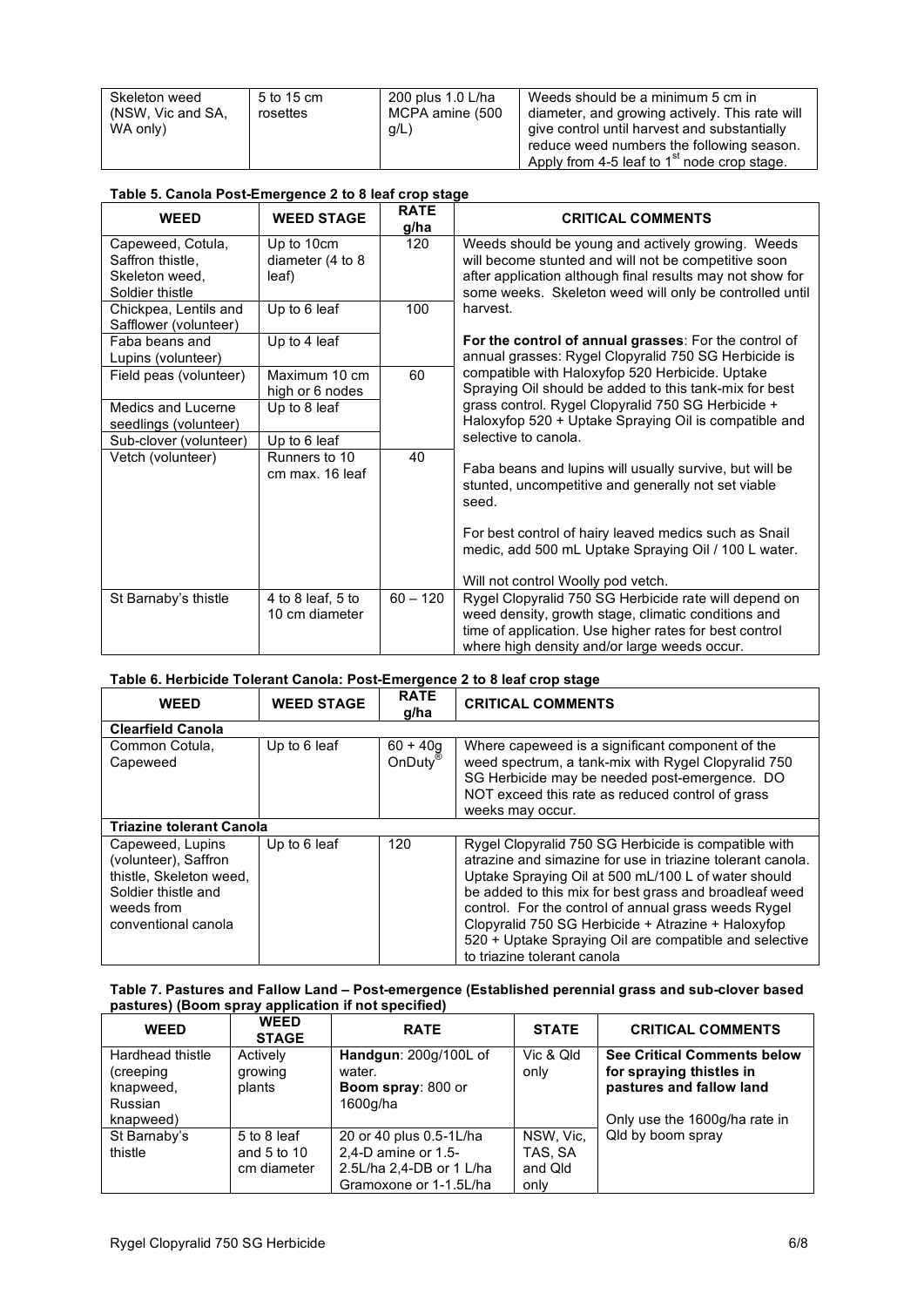| Skeleton weed (NSW, Vic and SA, WA only) | 5 to 15 cm rosettes | 200 plus 1.0 L/ha MCPA amine (500 g/L) | Weeds should be a minimum 5 cm in diameter, and growing actively. This rate will give control until harvest and substantially reduce weed numbers the following season. Apply from 4-5 leaf to 1st node crop stage. |
|---|---|---|---|

**Table 5. Canola Post-Emergence 2 to 8 leaf crop stage**

| WEED | WEED STAGE | RATE g/ha | CRITICAL COMMENTS |
|---|---|---|---|
| Capeweed, Cotula, Saffron thistle, Skeleton weed, Soldier thistle | Up to 10cm diameter (4 to 8 leaf) | 120 | Weeds should be young and actively growing. Weeds will become stunted and will not be competitive soon after application although final results may not show for some weeks. Skeleton weed will only be controlled until harvest.<br><br>**For the control of annual grasses**: For the control of annual grasses: Rygel Clopyralid 750 SG Herbicide is compatible with Haloxyfop 520 Herbicide. Uptake Spraying Oil should be added to this tank-mix for best grass control. Rygel Clopyralid 750 SG Herbicide + Haloxyfop 520 + Uptake Spraying Oil is compatible and selective to canola.<br><br>Faba beans and lupins will usually survive, but will be stunted, uncompetitive and generally not set viable seed.<br><br>For best control of hairy leaved medics such as Snail medic, add 500 mL Uptake Spraying Oil / 100 L water.<br><br>Will not control Woolly pod vetch. |
| Chickpea, Lentils and Safflower (volunteer) | Up to 6 leaf | 100 | |
| Faba beans and Lupins (volunteer) | Up to 4 leaf | | |
| Field peas (volunteer) | Maximum 10 cm high or 6 nodes | 60 | |
| Medics and Lucerne seedlings (volunteer) | Up to 8 leaf | | |
| Sub-clover (volunteer) | Up to 6 leaf | | |
| Vetch (volunteer) | Runners to 10 cm max. 16 leaf | 40 | |
| St Barnaby's thistle | 4 to 8 leaf, 5 to 10 cm diameter | 60 – 120 | Rygel Clopyralid 750 SG Herbicide rate will depend on weed density, growth stage, climatic conditions and time of application. Use higher rates for best control where high density and/or large weeds occur. |

**Table 6. Herbicide Tolerant Canola: Post-Emergence 2 to 8 leaf crop stage**

| WEED | WEED STAGE | RATE g/ha | CRITICAL COMMENTS |
|---|---|---|---|
| **Clearfield Canola** | | | |
| Common Cotula, Capeweed | Up to 6 leaf | 60 + 40g OnDuty® | Where capeweed is a significant component of the weed spectrum, a tank-mix with Rygel Clopyralid 750 SG Herbicide may be needed post-emergence. DO NOT exceed this rate as reduced control of grass weeds may occur. |
| **Triazine tolerant Canola** | | | |
| Capeweed, Lupins (volunteer), Saffron thistle, Skeleton weed, Soldier thistle and weeds from conventional canola | Up to 6 leaf | 120 | Rygel Clopyralid 750 SG Herbicide is compatible with atrazine and simazine for use in triazine tolerant canola. Uptake Spraying Oil at 500 mL/100 L of water should be added to this mix for best grass and broadleaf weed control. For the control of annual grass weeds Rygel Clopyralid 750 SG Herbicide + Atrazine + Haloxyfop 520 + Uptake Spraying Oil are compatible and selective to triazine tolerant canola |

**Table 7. Pastures and Fallow Land – Post-emergence (Established perennial grass and sub-clover based pastures) (Boom spray application if not specified)**

| WEED | WEED STAGE | RATE | STATE | CRITICAL COMMENTS |
|---|---|---|---|---|
| Hardhead thistle (creeping knapweed, Russian knapweed) | Actively growing plants | **Handgun**: 200g/100L of water.<br>**Boom spray**: 800 or 1600g/ha | Vic & Qld only | **See Critical Comments below for spraying thistles in pastures and fallow land**<br><br>Only use the 1600g/ha rate in Qld by boom spray |
| St Barnaby's thistle | 5 to 8 leaf and 5 to 10 cm diameter | 20 or 40 plus 0.5-1L/ha 2,4-D amine or 1.5-2.5L/ha 2,4-DB or 1 L/ha Gramoxone or 1-1.5L/ha | NSW, Vic, TAS, SA and Qld only | |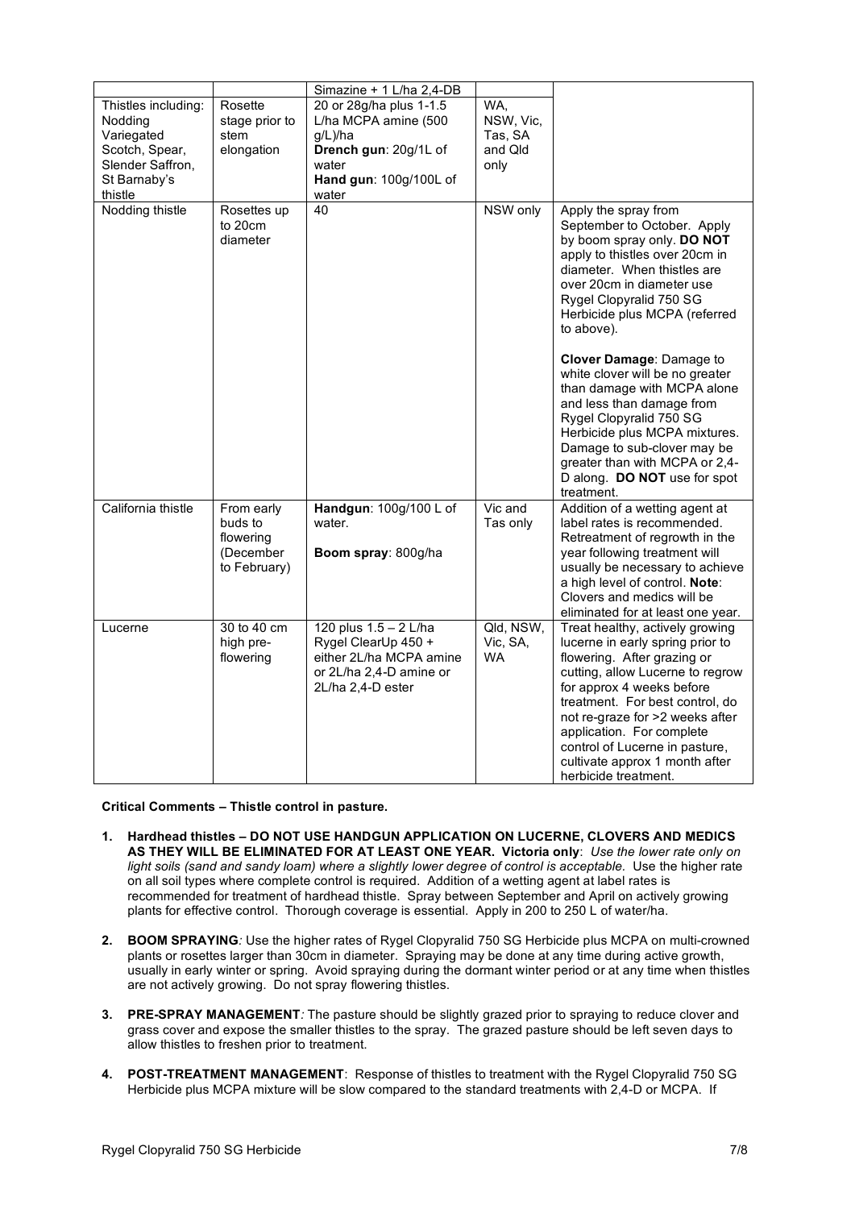| | | Simazine + 1 L/ha 2,4-DB | | |
|---|---|---|---|---|
| Thistles including: Nodding Variegated Scotch, Spear, Slender Saffron, St Barnaby's thistle | Rosette stage prior to stem elongation | 20 or 28g/ha plus 1-1.5 L/ha MCPA amine (500 g/L)/ha **Drench gun**: 20g/1L of water **Hand gun**: 100g/100L of water | WA, NSW, Vic, Tas, SA and Qld only | |
| Nodding thistle | Rosettes up to 20cm diameter | 40 | NSW only | Apply the spray from September to October. Apply by boom spray only. **DO NOT** apply to thistles over 20cm in diameter. When thistles are over 20cm in diameter use Rygel Clopyralid 750 SG Herbicide plus MCPA (referred to above). **Clover Damage**: Damage to white clover will be no greater than damage with MCPA alone and less than damage from Rygel Clopyralid 750 SG Herbicide plus MCPA mixtures. Damage to sub-clover may be greater than with MCPA or 2,4-D along. **DO NOT** use for spot treatment. |
| California thistle | From early buds to flowering (December to February) | **Handgun**: 100g/100 L of water. **Boom spray**: 800g/ha | Vic and Tas only | Addition of a wetting agent at label rates is recommended. Retreatment of regrowth in the year following treatment will usually be necessary to achieve a high level of control. **Note**: Clovers and medics will be eliminated for at least one year. |
| Lucerne | 30 to 40 cm high pre-flowering | 120 plus 1.5 – 2 L/ha Rygel ClearUp 450 + either 2L/ha MCPA amine or 2L/ha 2,4-D amine or 2L/ha 2,4-D ester | Qld, NSW, Vic, SA, WA | Treat healthy, actively growing lucerne in early spring prior to flowering. After grazing or cutting, allow Lucerne to regrow for approx 4 weeks before treatment. For best control, do not re-graze for >2 weeks after application. For complete control of Lucerne in pasture, cultivate approx 1 month after herbicide treatment. |

**Critical Comments – Thistle control in pasture.**

1. **Hardhead thistles – DO NOT USE HANDGUN APPLICATION ON LUCERNE, CLOVERS AND MEDICS AS THEY WILL BE ELIMINATED FOR AT LEAST ONE YEAR. Victoria only**: *Use the lower rate only on light soils (sand and sandy loam) where a slightly lower degree of control is acceptable.* Use the higher rate on all soil types where complete control is required. Addition of a wetting agent at label rates is recommended for treatment of hardhead thistle. Spray between September and April on actively growing plants for effective control. Thorough coverage is essential. Apply in 200 to 250 L of water/ha.

2. **BOOM SPRAYING***:* Use the higher rates of Rygel Clopyralid 750 SG Herbicide plus MCPA on multi-crowned plants or rosettes larger than 30cm in diameter. Spraying may be done at any time during active growth, usually in early winter or spring. Avoid spraying during the dormant winter period or at any time when thistles are not actively growing. Do not spray flowering thistles.

3. **PRE-SPRAY MANAGEMENT***:* The pasture should be slightly grazed prior to spraying to reduce clover and grass cover and expose the smaller thistles to the spray. The grazed pasture should be left seven days to allow thistles to freshen prior to treatment.

4. **POST-TREATMENT MANAGEMENT**: Response of thistles to treatment with the Rygel Clopyralid 750 SG Herbicide plus MCPA mixture will be slow compared to the standard treatments with 2,4-D or MCPA. If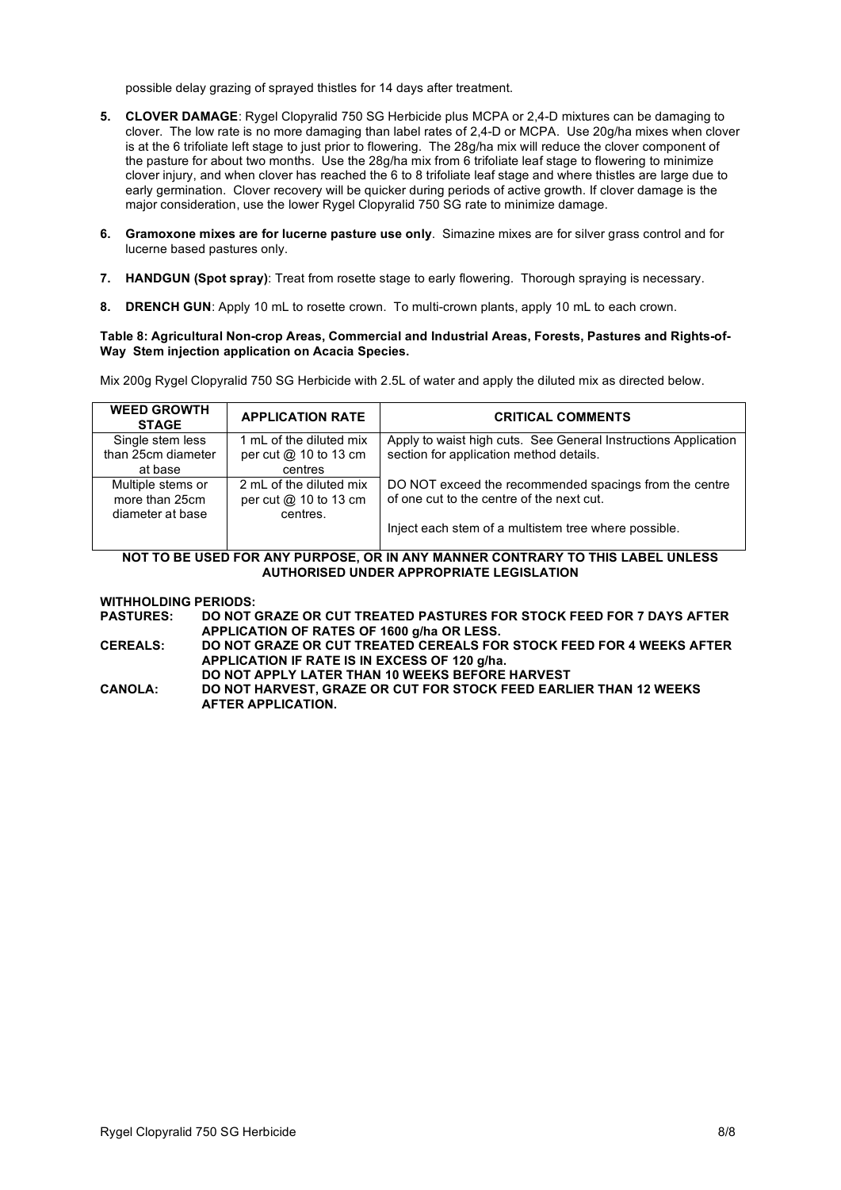possible delay grazing of sprayed thistles for 14 days after treatment.

5. **CLOVER DAMAGE**: Rygel Clopyralid 750 SG Herbicide plus MCPA or 2,4-D mixtures can be damaging to clover. The low rate is no more damaging than label rates of 2,4-D or MCPA. Use 20g/ha mixes when clover is at the 6 trifoliate left stage to just prior to flowering. The 28g/ha mix will reduce the clover component of the pasture for about two months. Use the 28g/ha mix from 6 trifoliate leaf stage to flowering to minimize clover injury, and when clover has reached the 6 to 8 trifoliate leaf stage and where thistles are large due to early germination. Clover recovery will be quicker during periods of active growth. If clover damage is the major consideration, use the lower Rygel Clopyralid 750 SG rate to minimize damage.

6. **Gramoxone mixes are for lucerne pasture use only**. Simazine mixes are for silver grass control and for lucerne based pastures only.

7. **HANDGUN (Spot spray)**: Treat from rosette stage to early flowering. Thorough spraying is necessary.

8. **DRENCH GUN**: Apply 10 mL to rosette crown. To multi-crown plants, apply 10 mL to each crown.

**Table 8: Agricultural Non-crop Areas, Commercial and Industrial Areas, Forests, Pastures and Rights-of-Way Stem injection application on Acacia Species.**

Mix 200g Rygel Clopyralid 750 SG Herbicide with 2.5L of water and apply the diluted mix as directed below.

| WEED GROWTH STAGE | APPLICATION RATE | CRITICAL COMMENTS |
|---|---|---|
| Single stem less than 25cm diameter at base | 1 mL of the diluted mix per cut @ 10 to 13 cm centres | Apply to waist high cuts. See General Instructions Application section for application method details. |
| Multiple stems or more than 25cm diameter at base | 2 mL of the diluted mix per cut @ 10 to 13 cm centres. | DO NOT exceed the recommended spacings from the centre of one cut to the centre of the next cut. Inject each stem of a multistem tree where possible. |

**NOT TO BE USED FOR ANY PURPOSE, OR IN ANY MANNER CONTRARY TO THIS LABEL UNLESS AUTHORISED UNDER APPROPRIATE LEGISLATION**

**WITHHOLDING PERIODS:**

**PASTURES:** DO NOT GRAZE OR CUT TREATED PASTURES FOR STOCK FEED FOR 7 DAYS AFTER APPLICATION OF RATES OF 1600 g/ha OR LESS.

**CEREALS:** DO NOT GRAZE OR CUT TREATED CEREALS FOR STOCK FEED FOR 4 WEEKS AFTER APPLICATION IF RATE IS IN EXCESS OF 120 g/ha.
DO NOT APPLY LATER THAN 10 WEEKS BEFORE HARVEST

**CANOLA:** DO NOT HARVEST, GRAZE OR CUT FOR STOCK FEED EARLIER THAN 12 WEEKS AFTER APPLICATION.